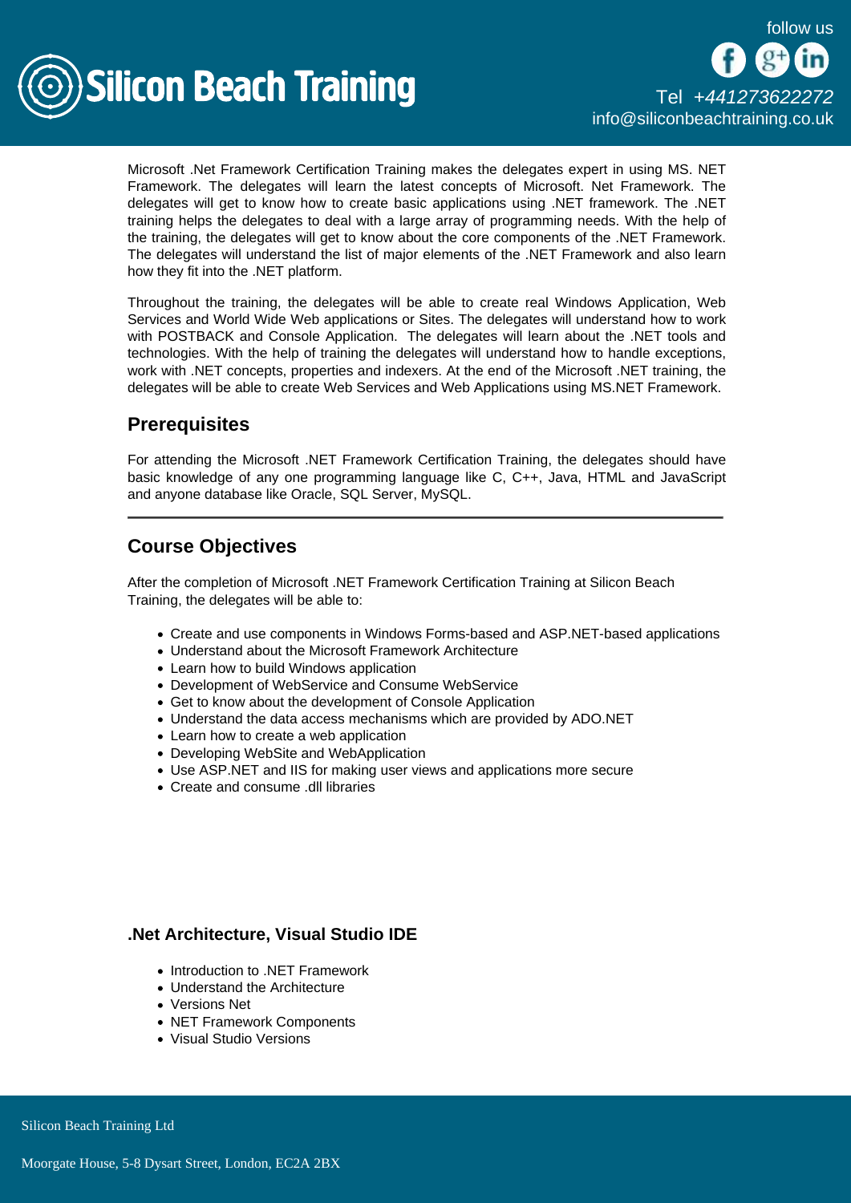Microsoft .Net Framework Certification Training makes the delegates expert in using MS. NET Framework. The delegates will learn the latest concepts of Microsoft. Net Framework. The delegates will get to know how to create basic applications using .NET framework. The .NET training helps the delegates to deal with a large array of programming needs. With the help of the training, the delegates will get to know about the core components of the .NET Framework. The delegates will understand the list of major elements of the .NET Framework and also learn how they fit into the .NET platform.

Throughout the training, the delegates will be able to create real Windows Application, Web Services and World Wide Web applications or Sites. The delegates will understand how to work with POSTBACK and Console Application. The delegates will learn about the .NET tools and technologies. With the help of training the delegates will understand how to handle exceptions, work with .NET concepts, properties and indexers. At the end of the Microsoft .NET training, the delegates will be able to create Web Services and Web Applications using MS.NET Framework.

## Prerequisites

For attending the Microsoft .NET Framework Certification Training, the delegates should have basic knowledge of any one programming language like C, C++, Java, HTML and JavaScript and anyone database like Oracle, SQL Server, MySQL.

---

## Course Objectives

After the completion of Microsoft .NET Framework Certification Training at Silicon Beach Training, the delegates will be able to:

- Create and use components in Windows Forms-based and ASP.NET-based applications
- Understand about the Microsoft Framework Architecture
- Learn how to build Windows application
- Development of WebService and Consume WebService
- Get to know about the development of Console Application
- Understand the data access mechanisms which are provided by ADO.NET
- Learn how to create a web application
- Developing WebSite and WebApplication
- Use ASP.NET and IIS for making user views and applications more secure
- Create and consume .dll libraries

### .Net Architecture, Visual Studio IDE

- Introduction to .NET Framework
- Understand the Architecture
- Versions Net
- NET Framework Components
- Visual Studio Versions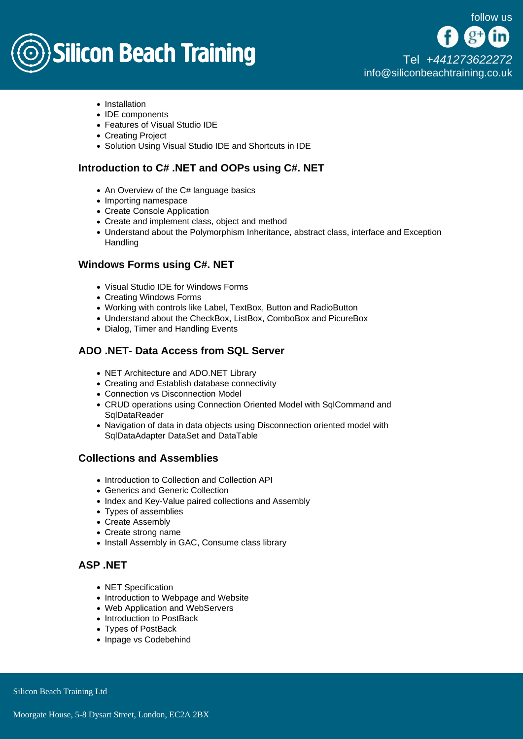- Installation
- IDE components
- Features of Visual Studio IDE
- Creating Project
- Solution Using Visual Studio IDE and Shortcuts in IDE

### Introduction to C# .NET and OOPs using C#. NET

- An Overview of the C# language basics
- Importing namespace
- Create Console Application
- Create and implement class, object and method
- Understand about the Polymorphism Inheritance, abstract class, interface and Exception Handling

### Windows Forms using C#. NET

- Visual Studio IDE for Windows Forms
- Creating Windows Forms
- Working with controls like Label, TextBox, Button and RadioButton
- Understand about the CheckBox, ListBox, ComboBox and PicureBox
- Dialog, Timer and Handling Events

### ADO .NET- Data Access from SQL Server

- NET Architecture and ADO.NET Library
- Creating and Establish database connectivity
- Connection vs Disconnection Model
- CRUD operations using Connection Oriented Model with SqlCommand and SqlDataReader
- Navigation of data in data objects using Disconnection oriented model with SqlDataAdapter DataSet and DataTable

### Collections and Assemblies

- Introduction to Collection and Collection API
- Generics and Generic Collection
- Index and Key-Value paired collections and Assembly
- Types of assemblies
- Create Assembly
- Create strong name
- Install Assembly in GAC, Consume class library

### ASP .NET

- NET Specification
- Introduction to Webpage and Website
- Web Application and WebServers
- Introduction to PostBack
- Types of PostBack
- Inpage vs Codebehind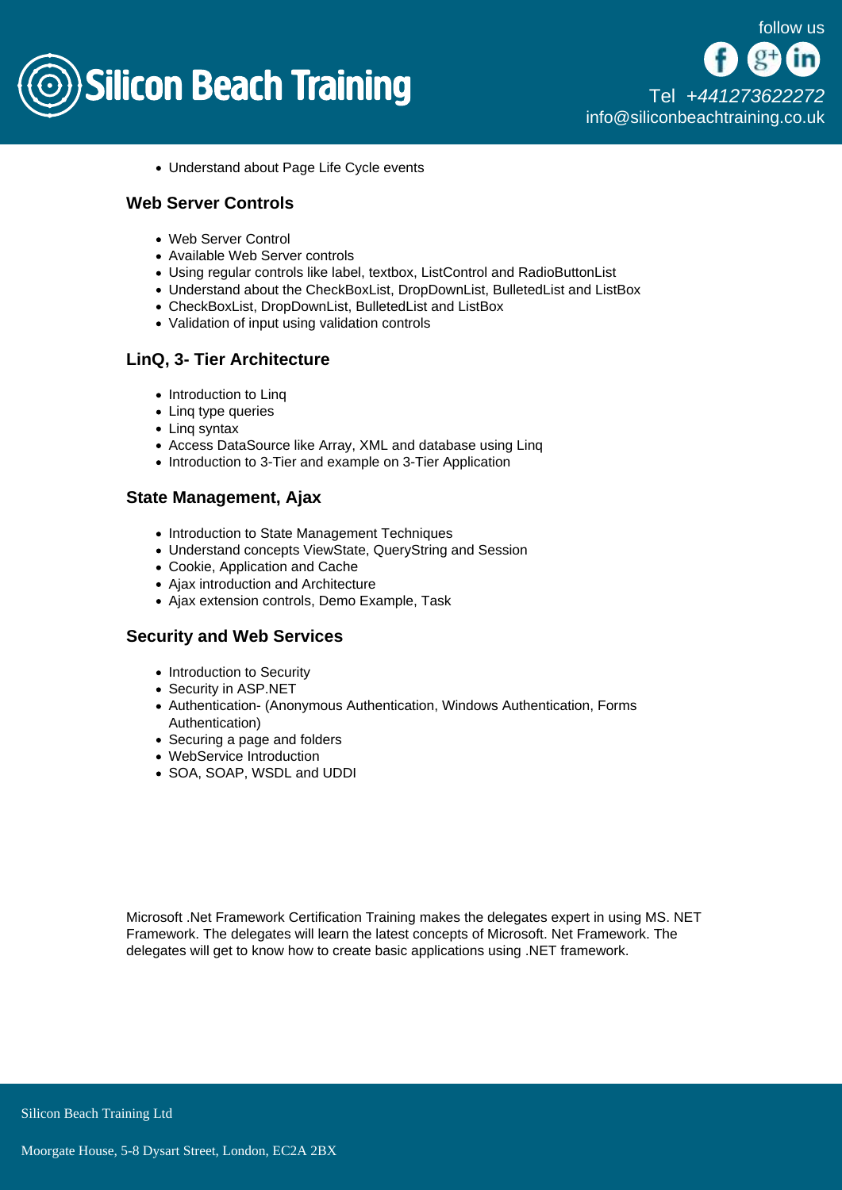- Understand about Page Life Cycle events

### Web Server Controls

- Web Server Control
- Available Web Server controls
- Using regular controls like label, textbox, ListControl and RadioButtonList
- Understand about the CheckBoxList, DropDownList, BulletedList and ListBox
- CheckBoxList, DropDownList, BulletedList and ListBox
- Validation of input using validation controls

### LinQ, 3- Tier Architecture

- Introduction to Linq
- Linq type queries
- Linq syntax
- Access DataSource like Array, XML and database using Linq
- Introduction to 3-Tier and example on 3-Tier Application

### State Management, Ajax

- Introduction to State Management Techniques
- Understand concepts ViewState, QueryString and Session
- Cookie, Application and Cache
- Ajax introduction and Architecture
- Ajax extension controls, Demo Example, Task

### Security and Web Services

- Introduction to Security
- Security in ASP.NET
- Authentication- (Anonymous Authentication, Windows Authentication, Forms Authentication)
- Securing a page and folders
- WebService Introduction
- SOA, SOAP, WSDL and UDDI

Microsoft .Net Framework Certification Training makes the delegates expert in using MS. NET Framework. The delegates will learn the latest concepts of Microsoft. Net Framework. The delegates will get to know how to create basic applications using .NET framework.